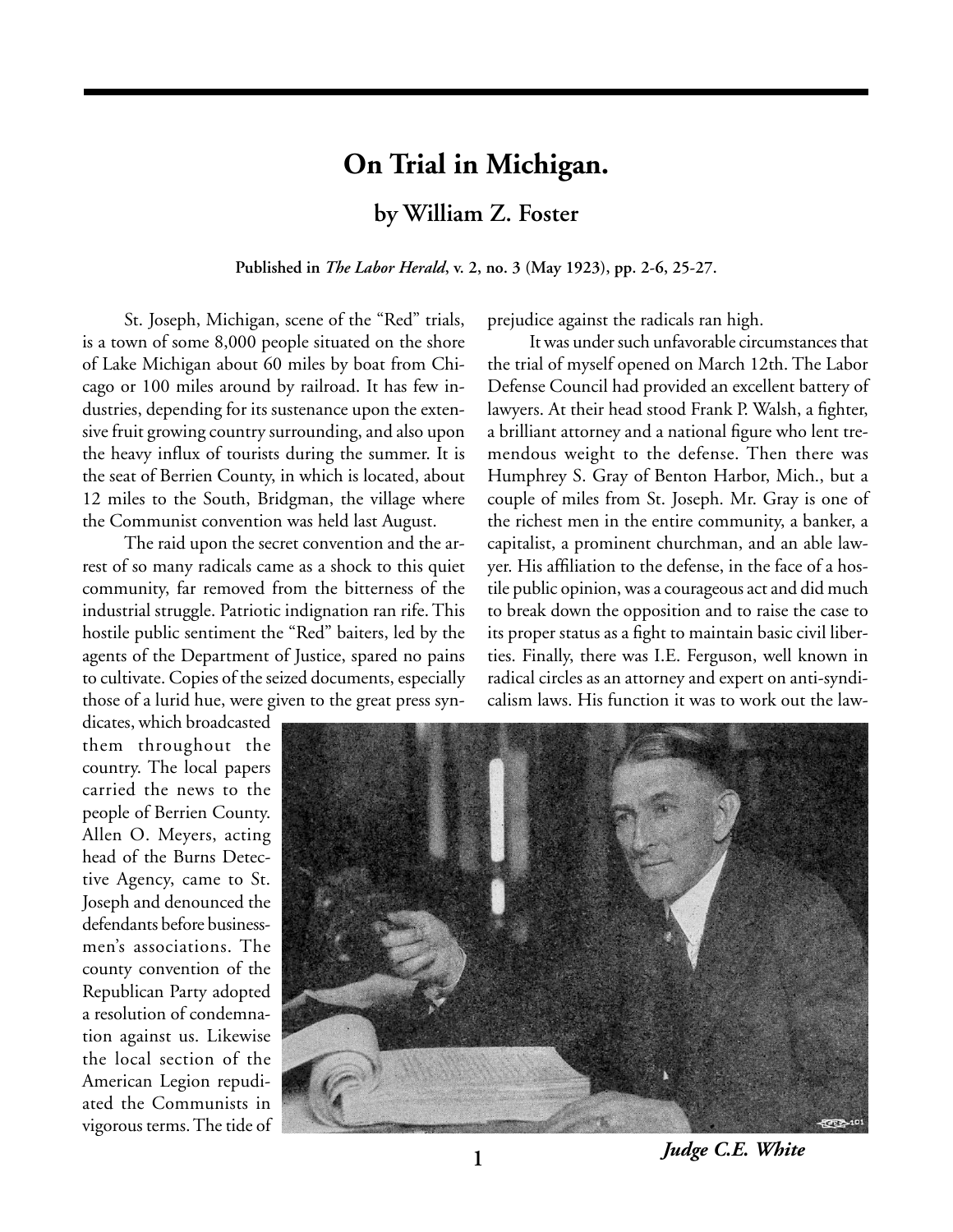# On Trial in Michigan.

## by William Z. Foster

**Published in *The Labor Herald*, v. 2, no. 3 (May 1923), pp. 2-6, 25-27.**

St. Joseph, Michigan, scene of the "Red" trials, is a town of some 8,000 people situated on the shore of Lake Michigan about 60 miles by boat from Chicago or 100 miles around by railroad. It has few industries, depending for its sustenance upon the extensive fruit growing country surrounding, and also upon the heavy influx of tourists during the summer. It is the seat of Berrien County, in which is located, about 12 miles to the South, Bridgman, the village where the Communist convention was held last August.

The raid upon the secret convention and the arrest of so many radicals came as a shock to this quiet community, far removed from the bitterness of the industrial struggle. Patriotic indignation ran rife. This hostile public sentiment the "Red" baiters, led by the agents of the Department of Justice, spared no pains to cultivate. Copies of the seized documents, especially those of a lurid hue, were given to the great press syndicates, which broadcasted them throughout the country. The local papers carried the news to the people of Berrien County. Allen O. Meyers, acting head of the Burns Detective Agency, came to St. Joseph and denounced the defendants before businessmen's associations. The county convention of the Republican Party adopted a resolution of condemnation against us. Likewise the local section of the American Legion repudiated the Communists in vigorous terms. The tide of prejudice against the radicals ran high.

It was under such unfavorable circumstances that the trial of myself opened on March 12th. The Labor Defense Council had provided an excellent battery of lawyers. At their head stood Frank P. Walsh, a fighter, a brilliant attorney and a national figure who lent tremendous weight to the defense. Then there was Humphrey S. Gray of Benton Harbor, Mich., but a couple of miles from St. Joseph. Mr. Gray is one of the richest men in the entire community, a banker, a capitalist, a prominent churchman, and an able lawyer. His affiliation to the defense, in the face of a hostile public opinion, was a courageous act and did much to break down the opposition and to raise the case to its proper status as a fight to maintain basic civil liberties. Finally, there was I.E. Ferguson, well known in radical circles as an attorney and expert on anti-syndicalism laws. His function it was to work out the law-

*Judge C.E. White*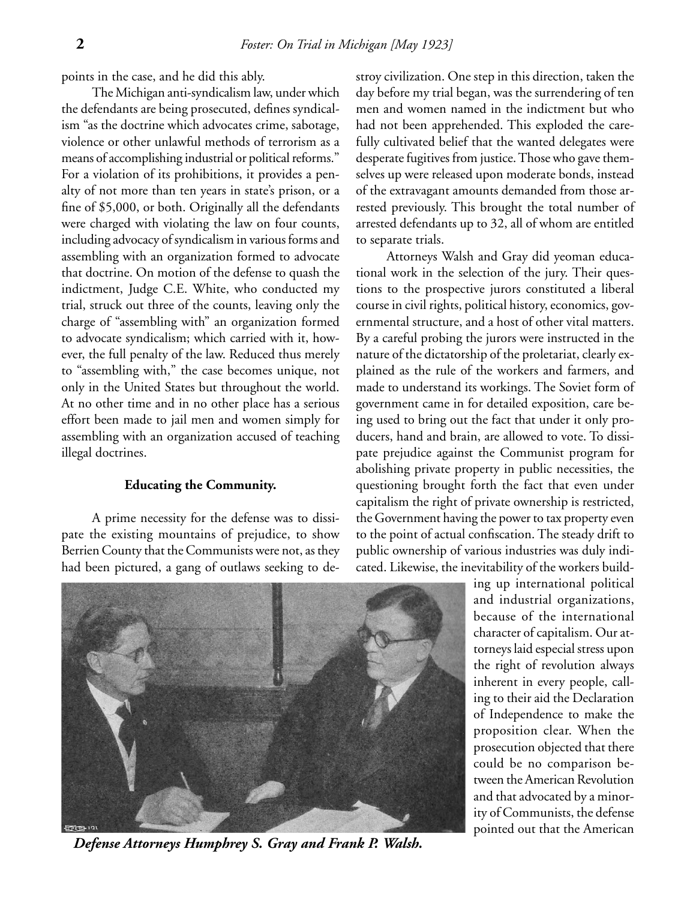points in the case, and he did this ably.

The Michigan anti-syndicalism law, under which the defendants are being prosecuted, defines syndicalism "as the doctrine which advocates crime, sabotage, violence or other unlawful methods of terrorism as a means of accomplishing industrial or political reforms." For a violation of its prohibitions, it provides a penalty of not more than ten years in state's prison, or a fine of $5,000, or both. Originally all the defendants were charged with violating the law on four counts, including advocacy of syndicalism in various forms and assembling with an organization formed to advocate that doctrine. On motion of the defense to quash the indictment, Judge C.E. White, who conducted my trial, struck out three of the counts, leaving only the charge of "assembling with" an organization formed to advocate syndicalism; which carried with it, however, the full penalty of the law. Reduced thus merely to "assembling with," the case becomes unique, not only in the United States but throughout the world. At no other time and in no other place has a serious effort been made to jail men and women simply for assembling with an organization accused of teaching illegal doctrines.

**Educating the Community.**

A prime necessity for the defense was to dissipate the existing mountains of prejudice, to show Berrien County that the Communists were not, as they had been pictured, a gang of outlaws seeking to destroy civilization. One step in this direction, taken the day before my trial began, was the surrendering of ten men and women named in the indictment but who had not been apprehended. This exploded the carefully cultivated belief that the wanted delegates were desperate fugitives from justice. Those who gave themselves up were released upon moderate bonds, instead of the extravagant amounts demanded from those arrested previously. This brought the total number of arrested defendants up to 32, all of whom are entitled to separate trials.

Attorneys Walsh and Gray did yeoman educational work in the selection of the jury. Their questions to the prospective jurors constituted a liberal course in civil rights, political history, economics, governmental structure, and a host of other vital matters. By a careful probing the jurors were instructed in the nature of the dictatorship of the proletariat, clearly explained as the rule of the workers and farmers, and made to understand its workings. The Soviet form of government came in for detailed exposition, care being used to bring out the fact that under it only producers, hand and brain, are allowed to vote. To dissipate prejudice against the Communist program for abolishing private property in public necessities, the questioning brought forth the fact that even under capitalism the right of private ownership is restricted, the Government having the power to tax property even to the point of actual confiscation. The steady drift to public ownership of various industries was duly indicated. Likewise, the inevitability of the workers building up international political and industrial organizations, because of the international character of capitalism. Our attorneys laid especial stress upon the right of revolution always inherent in every people, calling to their aid the Declaration of Independence to make the proposition clear. When the prosecution objected that there could be no comparison between the American Revolution and that advocated by a minority of Communists, the defense pointed out that the American

***Defense Attorneys Humphrey S. Gray and Frank P. Walsh.***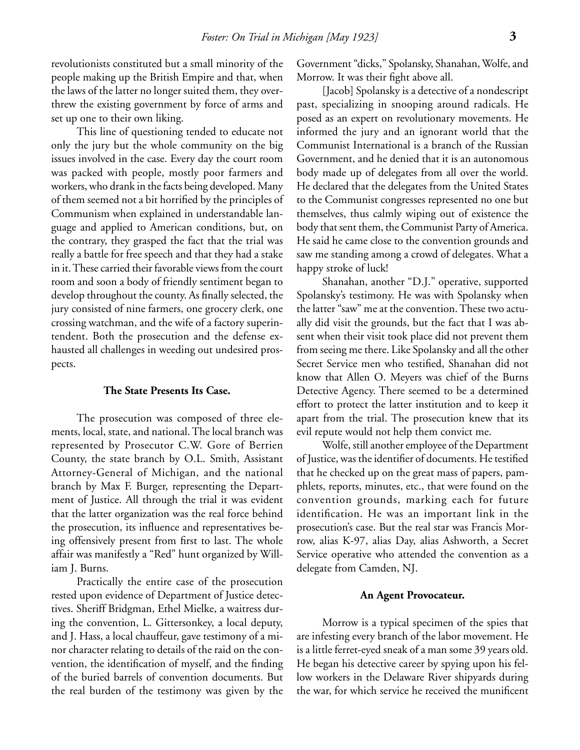revolutionists constituted but a small minority of the people making up the British Empire and that, when the laws of the latter no longer suited them, they overthrew the existing government by force of arms and set up one to their own liking.

This line of questioning tended to educate not only the jury but the whole community on the big issues involved in the case. Every day the court room was packed with people, mostly poor farmers and workers, who drank in the facts being developed. Many of them seemed not a bit horrified by the principles of Communism when explained in understandable language and applied to American conditions, but, on the contrary, they grasped the fact that the trial was really a battle for free speech and that they had a stake in it. These carried their favorable views from the court room and soon a body of friendly sentiment began to develop throughout the county. As finally selected, the jury consisted of nine farmers, one grocery clerk, one crossing watchman, and the wife of a factory superintendent. Both the prosecution and the defense exhausted all challenges in weeding out undesired prospects.

### The State Presents Its Case.

The prosecution was composed of three elements, local, state, and national. The local branch was represented by Prosecutor C.W. Gore of Berrien County, the state branch by O.L. Smith, Assistant Attorney-General of Michigan, and the national branch by Max F. Burger, representing the Department of Justice. All through the trial it was evident that the latter organization was the real force behind the prosecution, its influence and representatives being offensively present from first to last. The whole affair was manifestly a "Red" hunt organized by William J. Burns.

Practically the entire case of the prosecution rested upon evidence of Department of Justice detectives. Sheriff Bridgman, Ethel Mielke, a waitress during the convention, L. Gittersonkey, a local deputy, and J. Hass, a local chauffeur, gave testimony of a minor character relating to details of the raid on the convention, the identification of myself, and the finding of the buried barrels of convention documents. But the real burden of the testimony was given by the Government "dicks," Spolansky, Shanahan, Wolfe, and Morrow. It was their fight above all.

[Jacob] Spolansky is a detective of a nondescript past, specializing in snooping around radicals. He posed as an expert on revolutionary movements. He informed the jury and an ignorant world that the Communist International is a branch of the Russian Government, and he denied that it is an autonomous body made up of delegates from all over the world. He declared that the delegates from the United States to the Communist congresses represented no one but themselves, thus calmly wiping out of existence the body that sent them, the Communist Party of America. He said he came close to the convention grounds and saw me standing among a crowd of delegates. What a happy stroke of luck!

Shanahan, another "D.J." operative, supported Spolansky's testimony. He was with Spolansky when the latter "saw" me at the convention. These two actually did visit the grounds, but the fact that I was absent when their visit took place did not prevent them from seeing me there. Like Spolansky and all the other Secret Service men who testified, Shanahan did not know that Allen O. Meyers was chief of the Burns Detective Agency. There seemed to be a determined effort to protect the latter institution and to keep it apart from the trial. The prosecution knew that its evil repute would not help them convict me.

Wolfe, still another employee of the Department of Justice, was the identifier of documents. He testified that he checked up on the great mass of papers, pamphlets, reports, minutes, etc., that were found on the convention grounds, marking each for future identification. He was an important link in the prosecution's case. But the real star was Francis Morrow, alias K-97, alias Day, alias Ashworth, a Secret Service operative who attended the convention as a delegate from Camden, NJ.

### An Agent Provocateur.

Morrow is a typical specimen of the spies that are infesting every branch of the labor movement. He is a little ferret-eyed sneak of a man some 39 years old. He began his detective career by spying upon his fellow workers in the Delaware River shipyards during the war, for which service he received the munificent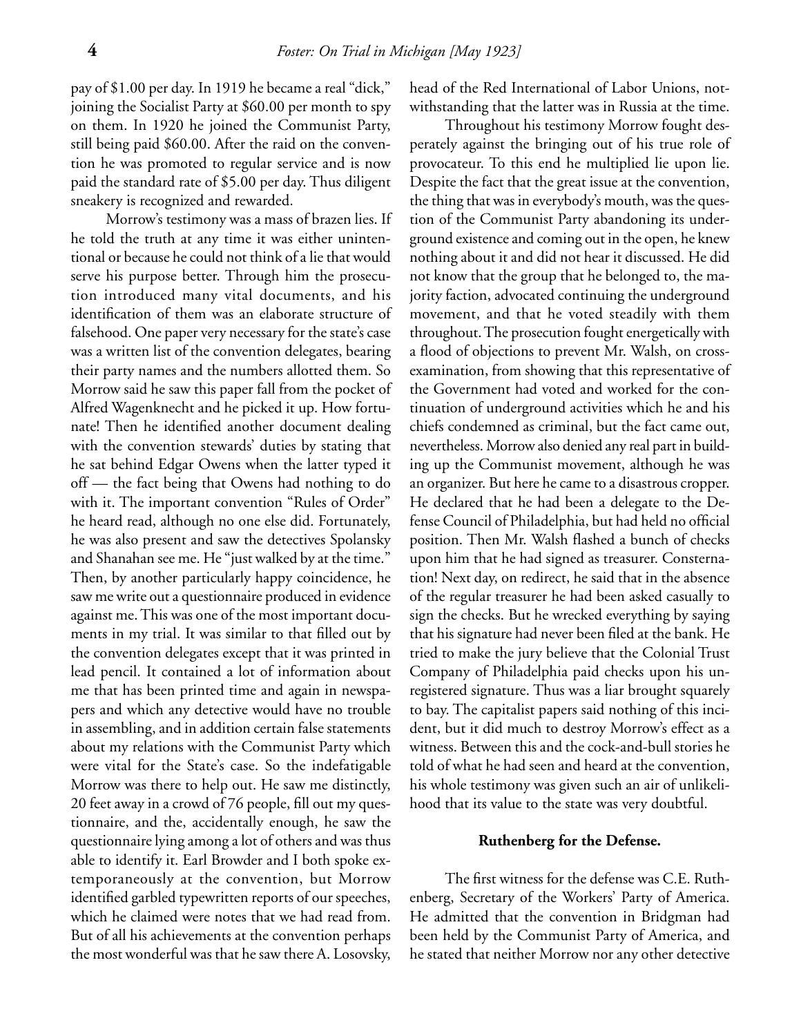pay of $1.00 per day. In 1919 he became a real "dick," joining the Socialist Party at $60.00 per month to spy on them. In 1920 he joined the Communist Party, still being paid $60.00. After the raid on the convention he was promoted to regular service and is now paid the standard rate of $5.00 per day. Thus diligent sneakery is recognized and rewarded.

Morrow's testimony was a mass of brazen lies. If he told the truth at any time it was either unintentional or because he could not think of a lie that would serve his purpose better. Through him the prosecution introduced many vital documents, and his identification of them was an elaborate structure of falsehood. One paper very necessary for the state's case was a written list of the convention delegates, bearing their party names and the numbers allotted them. So Morrow said he saw this paper fall from the pocket of Alfred Wagenknecht and he picked it up. How fortunate! Then he identified another document dealing with the convention stewards' duties by stating that he sat behind Edgar Owens when the latter typed it off — the fact being that Owens had nothing to do with it. The important convention "Rules of Order" he heard read, although no one else did. Fortunately, he was also present and saw the detectives Spolansky and Shanahan see me. He "just walked by at the time." Then, by another particularly happy coincidence, he saw me write out a questionnaire produced in evidence against me. This was one of the most important documents in my trial. It was similar to that filled out by the convention delegates except that it was printed in lead pencil. It contained a lot of information about me that has been printed time and again in newspapers and which any detective would have no trouble in assembling, and in addition certain false statements about my relations with the Communist Party which were vital for the State's case. So the indefatigable Morrow was there to help out. He saw me distinctly, 20 feet away in a crowd of 76 people, fill out my questionnaire, and the, accidentally enough, he saw the questionnaire lying among a lot of others and was thus able to identify it. Earl Browder and I both spoke extemporaneously at the convention, but Morrow identified garbled typewritten reports of our speeches, which he claimed were notes that we had read from. But of all his achievements at the convention perhaps the most wonderful was that he saw there A. Losovsky, head of the Red International of Labor Unions, notwithstanding that the latter was in Russia at the time.

Throughout his testimony Morrow fought desperately against the bringing out of his true role of provocateur. To this end he multiplied lie upon lie. Despite the fact that the great issue at the convention, the thing that was in everybody's mouth, was the question of the Communist Party abandoning its underground existence and coming out in the open, he knew nothing about it and did not hear it discussed. He did not know that the group that he belonged to, the majority faction, advocated continuing the underground movement, and that he voted steadily with them throughout. The prosecution fought energetically with a flood of objections to prevent Mr. Walsh, on cross-examination, from showing that this representative of the Government had voted and worked for the continuation of underground activities which he and his chiefs condemned as criminal, but the fact came out, nevertheless. Morrow also denied any real part in building up the Communist movement, although he was an organizer. But here he came to a disastrous cropper. He declared that he had been a delegate to the Defense Council of Philadelphia, but had held no official position. Then Mr. Walsh flashed a bunch of checks upon him that he had signed as treasurer. Consternation! Next day, on redirect, he said that in the absence of the regular treasurer he had been asked casually to sign the checks. But he wrecked everything by saying that his signature had never been filed at the bank. He tried to make the jury believe that the Colonial Trust Company of Philadelphia paid checks upon his unregistered signature. Thus was a liar brought squarely to bay. The capitalist papers said nothing of this incident, but it did much to destroy Morrow's effect as a witness. Between this and the cock-and-bull stories he told of what he had seen and heard at the convention, his whole testimony was given such an air of unlikelihood that its value to the state was very doubtful.

**Ruthenberg for the Defense.**

The first witness for the defense was C.E. Ruthenberg, Secretary of the Workers' Party of America. He admitted that the convention in Bridgman had been held by the Communist Party of America, and he stated that neither Morrow nor any other detective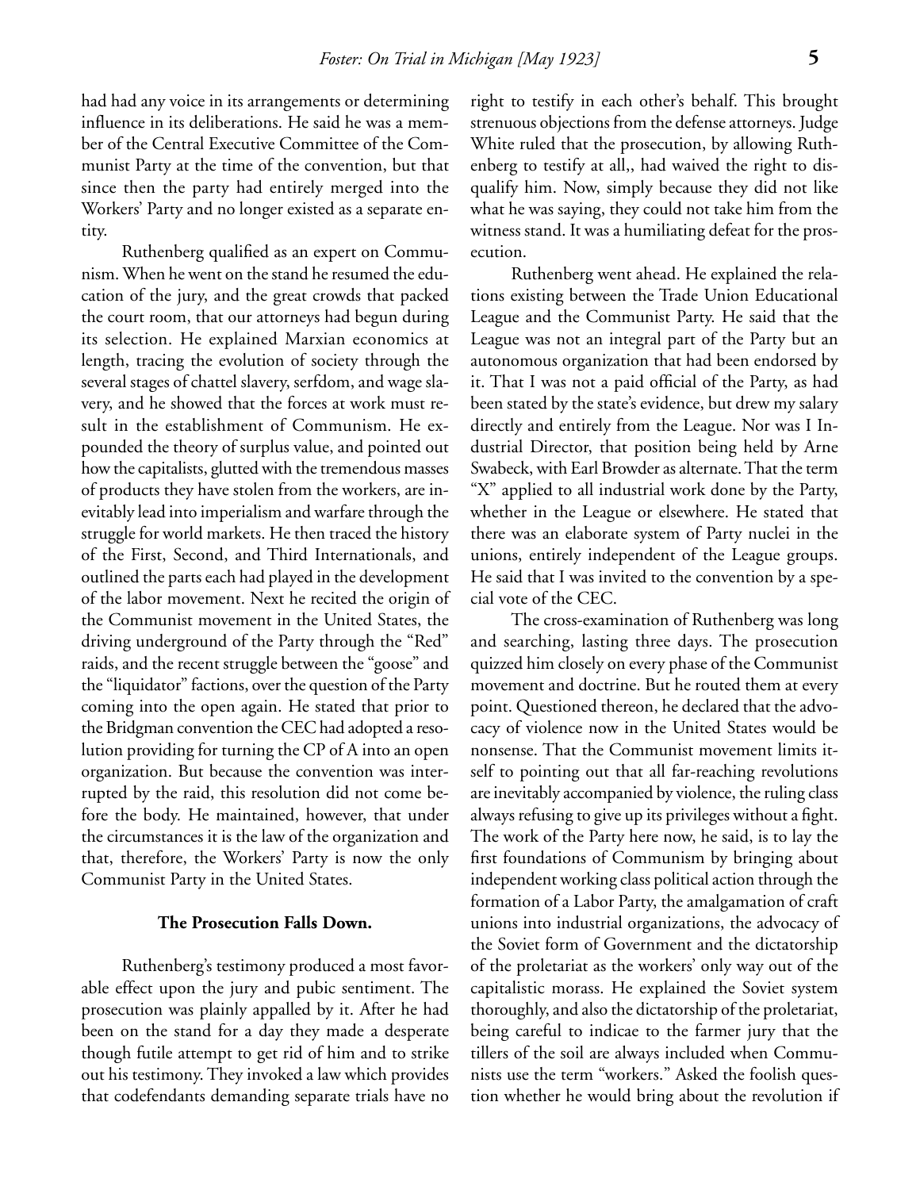had had any voice in its arrangements or determining influence in its deliberations. He said he was a member of the Central Executive Committee of the Communist Party at the time of the convention, but that since then the party had entirely merged into the Workers' Party and no longer existed as a separate entity.

Ruthenberg qualified as an expert on Communism. When he went on the stand he resumed the education of the jury, and the great crowds that packed the court room, that our attorneys had begun during its selection. He explained Marxian economics at length, tracing the evolution of society through the several stages of chattel slavery, serfdom, and wage slavery, and he showed that the forces at work must result in the establishment of Communism. He expounded the theory of surplus value, and pointed out how the capitalists, glutted with the tremendous masses of products they have stolen from the workers, are inevitably lead into imperialism and warfare through the struggle for world markets. He then traced the history of the First, Second, and Third Internationals, and outlined the parts each had played in the development of the labor movement. Next he recited the origin of the Communist movement in the United States, the driving underground of the Party through the "Red" raids, and the recent struggle between the "goose" and the "liquidator" factions, over the question of the Party coming into the open again. He stated that prior to the Bridgman convention the CEC had adopted a resolution providing for turning the CP of A into an open organization. But because the convention was interrupted by the raid, this resolution did not come before the body. He maintained, however, that under the circumstances it is the law of the organization and that, therefore, the Workers' Party is now the only Communist Party in the United States.

### The Prosecution Falls Down.

Ruthenberg's testimony produced a most favorable effect upon the jury and pubic sentiment. The prosecution was plainly appalled by it. After he had been on the stand for a day they made a desperate though futile attempt to get rid of him and to strike out his testimony. They invoked a law which provides that codefendants demanding separate trials have no right to testify in each other's behalf. This brought strenuous objections from the defense attorneys. Judge White ruled that the prosecution, by allowing Ruthenberg to testify at all,, had waived the right to disqualify him. Now, simply because they did not like what he was saying, they could not take him from the witness stand. It was a humiliating defeat for the prosecution.

Ruthenberg went ahead. He explained the relations existing between the Trade Union Educational League and the Communist Party. He said that the League was not an integral part of the Party but an autonomous organization that had been endorsed by it. That I was not a paid official of the Party, as had been stated by the state's evidence, but drew my salary directly and entirely from the League. Nor was I Industrial Director, that position being held by Arne Swabeck, with Earl Browder as alternate. That the term "X" applied to all industrial work done by the Party, whether in the League or elsewhere. He stated that there was an elaborate system of Party nuclei in the unions, entirely independent of the League groups. He said that I was invited to the convention by a special vote of the CEC.

The cross-examination of Ruthenberg was long and searching, lasting three days. The prosecution quizzed him closely on every phase of the Communist movement and doctrine. But he routed them at every point. Questioned thereon, he declared that the advocacy of violence now in the United States would be nonsense. That the Communist movement limits itself to pointing out that all far-reaching revolutions are inevitably accompanied by violence, the ruling class always refusing to give up its privileges without a fight. The work of the Party here now, he said, is to lay the first foundations of Communism by bringing about independent working class political action through the formation of a Labor Party, the amalgamation of craft unions into industrial organizations, the advocacy of the Soviet form of Government and the dictatorship of the proletariat as the workers' only way out of the capitalistic morass. He explained the Soviet system thoroughly, and also the dictatorship of the proletariat, being careful to indicae to the farmer jury that the tillers of the soil are always included when Communists use the term "workers." Asked the foolish question whether he would bring about the revolution if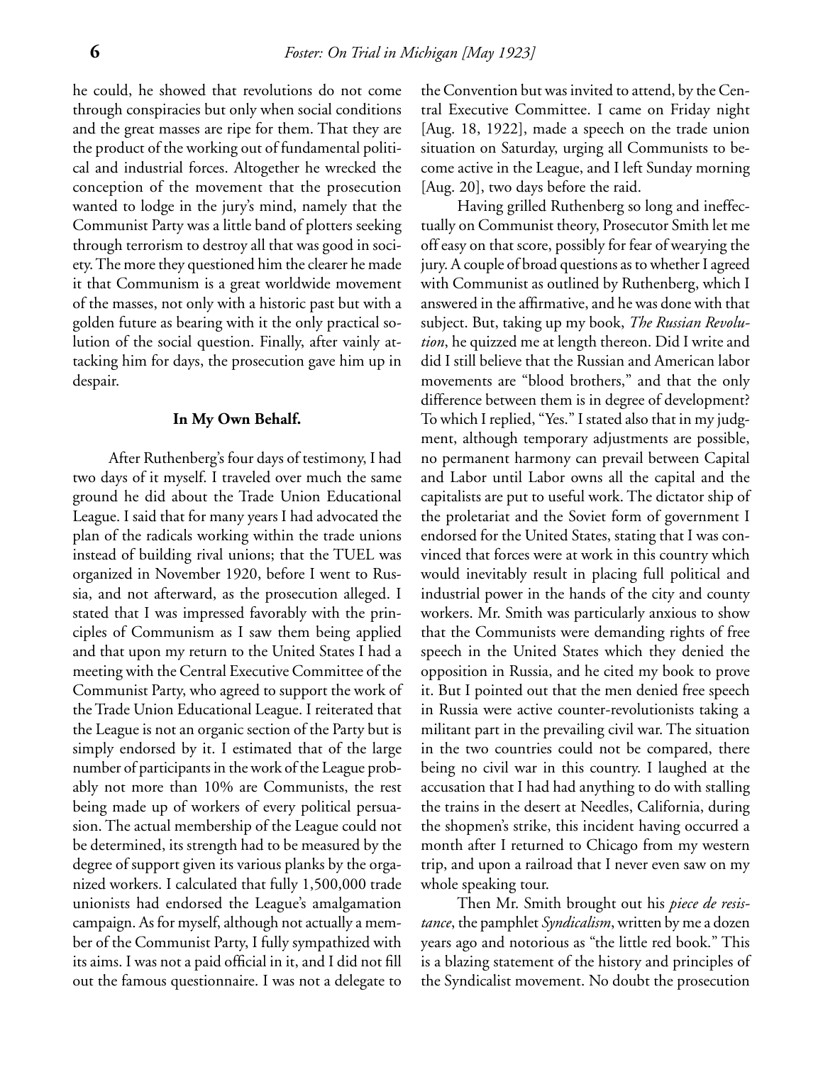he could, he showed that revolutions do not come through conspiracies but only when social conditions and the great masses are ripe for them. That they are the product of the working out of fundamental political and industrial forces. Altogether he wrecked the conception of the movement that the prosecution wanted to lodge in the jury's mind, namely that the Communist Party was a little band of plotters seeking through terrorism to destroy all that was good in society. The more they questioned him the clearer he made it that Communism is a great worldwide movement of the masses, not only with a historic past but with a golden future as bearing with it the only practical solution of the social question. Finally, after vainly attacking him for days, the prosecution gave him up in despair.

**In My Own Behalf.**

After Ruthenberg's four days of testimony, I had two days of it myself. I traveled over much the same ground he did about the Trade Union Educational League. I said that for many years I had advocated the plan of the radicals working within the trade unions instead of building rival unions; that the TUEL was organized in November 1920, before I went to Russia, and not afterward, as the prosecution alleged. I stated that I was impressed favorably with the principles of Communism as I saw them being applied and that upon my return to the United States I had a meeting with the Central Executive Committee of the Communist Party, who agreed to support the work of the Trade Union Educational League. I reiterated that the League is not an organic section of the Party but is simply endorsed by it. I estimated that of the large number of participants in the work of the League probably not more than 10% are Communists, the rest being made up of workers of every political persuasion. The actual membership of the League could not be determined, its strength had to be measured by the degree of support given its various planks by the organized workers. I calculated that fully 1,500,000 trade unionists had endorsed the League's amalgamation campaign. As for myself, although not actually a member of the Communist Party, I fully sympathized with its aims. I was not a paid official in it, and I did not fill out the famous questionnaire. I was not a delegate to the Convention but was invited to attend, by the Central Executive Committee. I came on Friday night [Aug. 18, 1922], made a speech on the trade union situation on Saturday, urging all Communists to become active in the League, and I left Sunday morning [Aug. 20], two days before the raid.

Having grilled Ruthenberg so long and ineffectually on Communist theory, Prosecutor Smith let me off easy on that score, possibly for fear of wearying the jury. A couple of broad questions as to whether I agreed with Communist as outlined by Ruthenberg, which I answered in the affirmative, and he was done with that subject. But, taking up my book, *The Russian Revolution*, he quizzed me at length thereon. Did I write and did I still believe that the Russian and American labor movements are "blood brothers," and that the only difference between them is in degree of development? To which I replied, "Yes." I stated also that in my judgment, although temporary adjustments are possible, no permanent harmony can prevail between Capital and Labor until Labor owns all the capital and the capitalists are put to useful work. The dictator ship of the proletariat and the Soviet form of government I endorsed for the United States, stating that I was convinced that forces were at work in this country which would inevitably result in placing full political and industrial power in the hands of the city and county workers. Mr. Smith was particularly anxious to show that the Communists were demanding rights of free speech in the United States which they denied the opposition in Russia, and he cited my book to prove it. But I pointed out that the men denied free speech in Russia were active counter-revolutionists taking a militant part in the prevailing civil war. The situation in the two countries could not be compared, there being no civil war in this country. I laughed at the accusation that I had had anything to do with stalling the trains in the desert at Needles, California, during the shopmen's strike, this incident having occurred a month after I returned to Chicago from my western trip, and upon a railroad that I never even saw on my whole speaking tour.

Then Mr. Smith brought out his *piece de resistance*, the pamphlet *Syndicalism*, written by me a dozen years ago and notorious as "the little red book." This is a blazing statement of the history and principles of the Syndicalist movement. No doubt the prosecution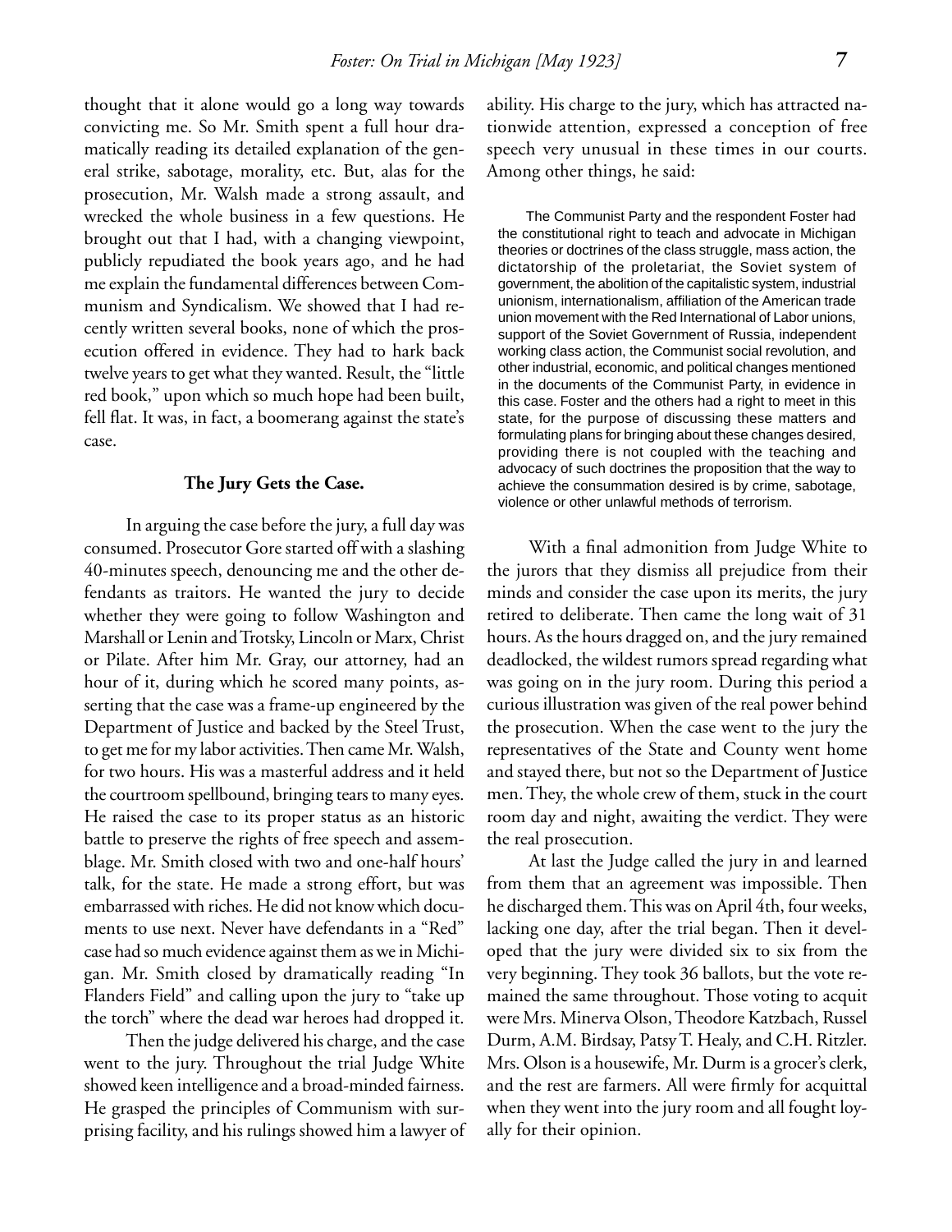thought that it alone would go a long way towards convicting me. So Mr. Smith spent a full hour dramatically reading its detailed explanation of the general strike, sabotage, morality, etc. But, alas for the prosecution, Mr. Walsh made a strong assault, and wrecked the whole business in a few questions. He brought out that I had, with a changing viewpoint, publicly repudiated the book years ago, and he had me explain the fundamental differences between Communism and Syndicalism. We showed that I had recently written several books, none of which the prosecution offered in evidence. They had to hark back twelve years to get what they wanted. Result, the "little red book," upon which so much hope had been built, fell flat. It was, in fact, a boomerang against the state's case.

### The Jury Gets the Case.

In arguing the case before the jury, a full day was consumed. Prosecutor Gore started off with a slashing 40-minutes speech, denouncing me and the other defendants as traitors. He wanted the jury to decide whether they were going to follow Washington and Marshall or Lenin and Trotsky, Lincoln or Marx, Christ or Pilate. After him Mr. Gray, our attorney, had an hour of it, during which he scored many points, asserting that the case was a frame-up engineered by the Department of Justice and backed by the Steel Trust, to get me for my labor activities. Then came Mr. Walsh, for two hours. His was a masterful address and it held the courtroom spellbound, bringing tears to many eyes. He raised the case to its proper status as an historic battle to preserve the rights of free speech and assemblage. Mr. Smith closed with two and one-half hours' talk, for the state. He made a strong effort, but was embarrassed with riches. He did not know which documents to use next. Never have defendants in a "Red" case had so much evidence against them as we in Michigan. Mr. Smith closed by dramatically reading "In Flanders Field" and calling upon the jury to "take up the torch" where the dead war heroes had dropped it.

Then the judge delivered his charge, and the case went to the jury. Throughout the trial Judge White showed keen intelligence and a broad-minded fairness. He grasped the principles of Communism with surprising facility, and his rulings showed him a lawyer of ability. His charge to the jury, which has attracted nationwide attention, expressed a conception of free speech very unusual in these times in our courts. Among other things, he said:

> The Communist Party and the respondent Foster had the constitutional right to teach and advocate in Michigan theories or doctrines of the class struggle, mass action, the dictatorship of the proletariat, the Soviet system of government, the abolition of the capitalistic system, industrial unionism, internationalism, affiliation of the American trade union movement with the Red International of Labor unions, support of the Soviet Government of Russia, independent working class action, the Communist social revolution, and other industrial, economic, and political changes mentioned in the documents of the Communist Party, in evidence in this case. Foster and the others had a right to meet in this state, for the purpose of discussing these matters and formulating plans for bringing about these changes desired, providing there is not coupled with the teaching and advocacy of such doctrines the proposition that the way to achieve the consummation desired is by crime, sabotage, violence or other unlawful methods of terrorism.

With a final admonition from Judge White to the jurors that they dismiss all prejudice from their minds and consider the case upon its merits, the jury retired to deliberate. Then came the long wait of 31 hours. As the hours dragged on, and the jury remained deadlocked, the wildest rumors spread regarding what was going on in the jury room. During this period a curious illustration was given of the real power behind the prosecution. When the case went to the jury the representatives of the State and County went home and stayed there, but not so the Department of Justice men. They, the whole crew of them, stuck in the court room day and night, awaiting the verdict. They were the real prosecution.

At last the Judge called the jury in and learned from them that an agreement was impossible. Then he discharged them. This was on April 4th, four weeks, lacking one day, after the trial began. Then it developed that the jury were divided six to six from the very beginning. They took 36 ballots, but the vote remained the same throughout. Those voting to acquit were Mrs. Minerva Olson, Theodore Katzbach, Russel Durm, A.M. Birdsay, Patsy T. Healy, and C.H. Ritzler. Mrs. Olson is a housewife, Mr. Durm is a grocer's clerk, and the rest are farmers. All were firmly for acquittal when they went into the jury room and all fought loyally for their opinion.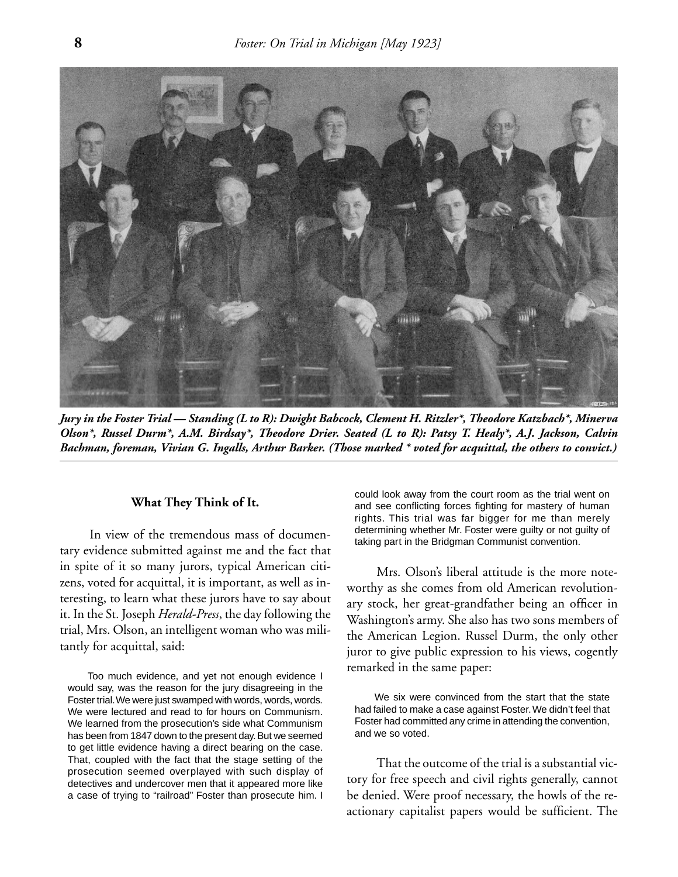*Jury in the Foster Trial — Standing (L to R): Dwight Babcock, Clement H. Ritzler*, Theodore Katzbach*, Minerva Olson*, Russel Durm*, A.M. Birdsay*, Theodore Drier. Seated (L to R): Patsy T. Healy*, A.J. Jackson, Calvin Bachman, foreman, Vivian G. Ingalls, Arthur Barker. (Those marked * voted for acquittal, the others to convict.)*

#### What They Think of It.

In view of the tremendous mass of documentary evidence submitted against me and the fact that in spite of it so many jurors, typical American citizens, voted for acquittal, it is important, as well as interesting, to learn what these jurors have to say about it. In the St. Joseph *Herald-Press*, the day following the trial, Mrs. Olson, an intelligent woman who was militantly for acquittal, said:

> Too much evidence, and yet not enough evidence I would say, was the reason for the jury disagreeing in the Foster trial. We were just swamped with words, words, words. We were lectured and read to for hours on Communism. We learned from the prosecution's side what Communism has been from 1847 down to the present day. But we seemed to get little evidence having a direct bearing on the case. That, coupled with the fact that the stage setting of the prosecution seemed overplayed with such display of detectives and undercover men that it appeared more like a case of trying to "railroad" Foster than prosecute him. I could look away from the court room as the trial went on and see conflicting forces fighting for mastery of human rights. This trial was far bigger for me than merely determining whether Mr. Foster were guilty or not guilty of taking part in the Bridgman Communist convention.

Mrs. Olson's liberal attitude is the more noteworthy as she comes from old American revolutionary stock, her great-grandfather being an officer in Washington's army. She also has two sons members of the American Legion. Russel Durm, the only other juror to give public expression to his views, cogently remarked in the same paper:

> We six were convinced from the start that the state had failed to make a case against Foster. We didn't feel that Foster had committed any crime in attending the convention, and we so voted.

That the outcome of the trial is a substantial victory for free speech and civil rights generally, cannot be denied. Were proof necessary, the howls of the reactionary capitalist papers would be sufficient. The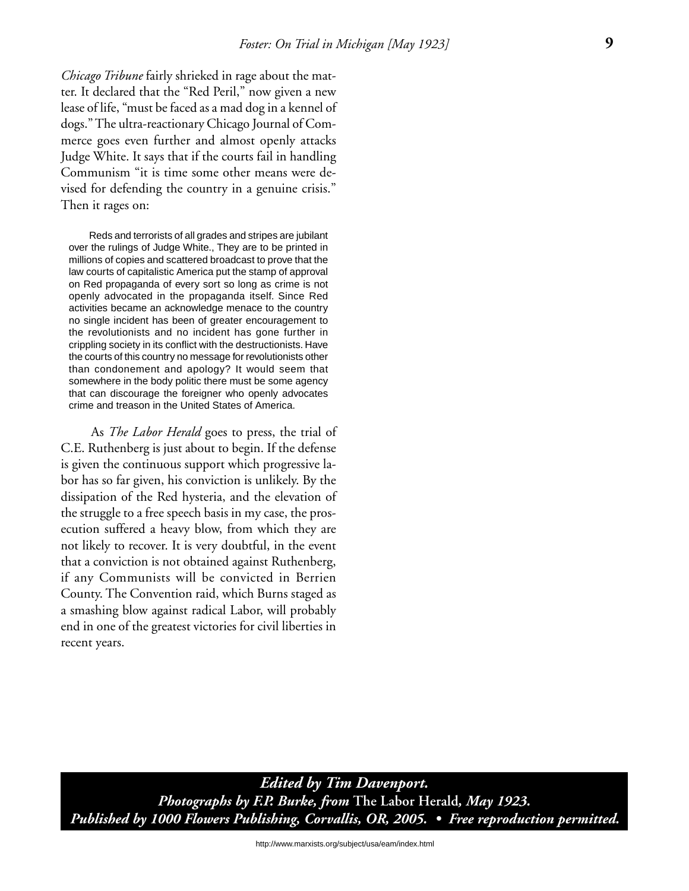*Chicago Tribune* fairly shrieked in rage about the matter. It declared that the "Red Peril," now given a new lease of life, "must be faced as a mad dog in a kennel of dogs." The ultra-reactionary Chicago Journal of Commerce goes even further and almost openly attacks Judge White. It says that if the courts fail in handling Communism "it is time some other means were devised for defending the country in a genuine crisis." Then it rages on:

> Reds and terrorists of all grades and stripes are jubilant over the rulings of Judge White., They are to be printed in millions of copies and scattered broadcast to prove that the law courts of capitalistic America put the stamp of approval on Red propaganda of every sort so long as crime is not openly advocated in the propaganda itself. Since Red activities became an acknowledge menace to the country no single incident has been of greater encouragement to the revolutionists and no incident has gone further in crippling society in its conflict with the destructionists. Have the courts of this country no message for revolutionists other than condonement and apology? It would seem that somewhere in the body politic there must be some agency that can discourage the foreigner who openly advocates crime and treason in the United States of America.

As *The Labor Herald* goes to press, the trial of C.E. Ruthenberg is just about to begin. If the defense is given the continuous support which progressive labor has so far given, his conviction is unlikely. By the dissipation of the Red hysteria, and the elevation of the struggle to a free speech basis in my case, the prosecution suffered a heavy blow, from which they are not likely to recover. It is very doubtful, in the event that a conviction is not obtained against Ruthenberg, if any Communists will be convicted in Berrien County. The Convention raid, which Burns staged as a smashing blow against radical Labor, will probably end in one of the greatest victories for civil liberties in recent years.

***Edited by Tim Davenport.***
***Photographs by F.P. Burke, from*** **The Labor Herald*****, May 1923.***
***Published by 1000 Flowers Publishing, Corvallis, OR, 2005. • Free reproduction permitted.***

http://www.marxists.org/subject/usa/eam/index.html